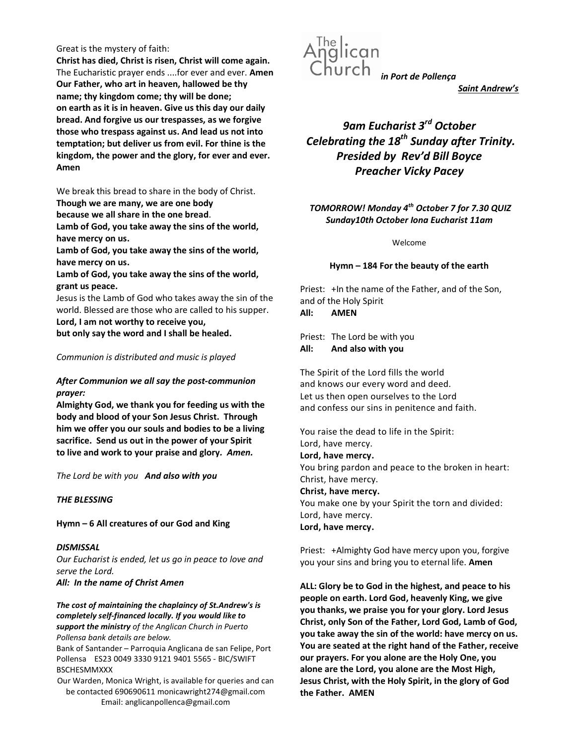Great is the mystery of faith:

**Christ has died, Christ is risen, Christ will come again.**

The Eucharistic prayer ends ....for ever and ever. **Amen**

**Our Father, who art in heaven, hallowed be thy name; thy kingdom come; thy will be done; on earth as it is in heaven. Give us this day our daily bread. And forgive us our trespasses, as we forgive those who trespass against us. And lead us not into temptation; but deliver us from evil. For thine is the kingdom, the power and the glory, for ever and ever. Amen**

We break this bread to share in the body of Christ.

**Though we are many, we are one body because we all share in the one bread.**

**Lamb of God, you take away the sins of the world, have mercy on us.**

**Lamb of God, you take away the sins of the world, have mercy on us.**

**Lamb of God, you take away the sins of the world, grant us peace.**

Jesus is the Lamb of God who takes away the sin of the world. Blessed are those who are called to his supper.

**Lord, I am not worthy to receive you, but only say the word and I shall be healed.**

*Communion is distributed and music is played*

***After Communion we all say the post-communion prayer:***

**Almighty God, we thank you for feeding us with the body and blood of your Son Jesus Christ. Through him we offer you our souls and bodies to be a living sacrifice. Send us out in the power of your Spirit to live and work to your praise and glory. *Amen.***

*The Lord be with you* ***And also with you***

***THE BLESSING***

**Hymn – 6 All creatures of our God and King**

***DISMISSAL***

*Our Eucharist is ended, let us go in peace to love and serve the Lord.*

***All: In the name of Christ Amen***

***The cost of maintaining the chaplaincy of St.Andrew's is completely self-financed locally. If you would like to support the ministry*** *of the Anglican Church in Puerto Pollensa bank details are below.*

Bank of Santander – Parroquia Anglicana de san Felipe, Port Pollensa ES23 0049 3330 9121 9401 5565 - BIC/SWIFT BSCHESMMXXX

Our Warden, Monica Wright, is available for queries and can be contacted 690690611 monicawright274@gmail.com
Email: anglicanpollenca@gmail.com

The Anglican Church *in Port de Pollença*

***Saint Andrew's***

# *9am Eucharist 3rd October Celebrating the 18th Sunday after Trinity. Presided by Rev'd Bill Boyce Preacher Vicky Pacey*

***TOMORROW! Monday 4th October 7 for 7.30 QUIZ***
***Sunday10th October Iona Eucharist 11am***

Welcome

**Hymn – 184 For the beauty of the earth**

Priest: +In the name of the Father, and of the Son, and of the Holy Spirit
**All: AMEN**

Priest: The Lord be with you
**All: And also with you**

The Spirit of the Lord fills the world
and knows our every word and deed.
Let us then open ourselves to the Lord
and confess our sins in penitence and faith.

You raise the dead to life in the Spirit:
Lord, have mercy.
**Lord, have mercy.**
You bring pardon and peace to the broken in heart:
Christ, have mercy.
**Christ, have mercy.**
You make one by your Spirit the torn and divided:
Lord, have mercy.
**Lord, have mercy.**

Priest: +Almighty God have mercy upon you, forgive you your sins and bring you to eternal life. **Amen**

**ALL: Glory be to God in the highest, and peace to his people on earth. Lord God, heavenly King, we give you thanks, we praise you for your glory. Lord Jesus Christ, only Son of the Father, Lord God, Lamb of God, you take away the sin of the world: have mercy on us. You are seated at the right hand of the Father, receive our prayers. For you alone are the Holy One, you alone are the Lord, you alone are the Most High, Jesus Christ, with the Holy Spirit, in the glory of God the Father. AMEN**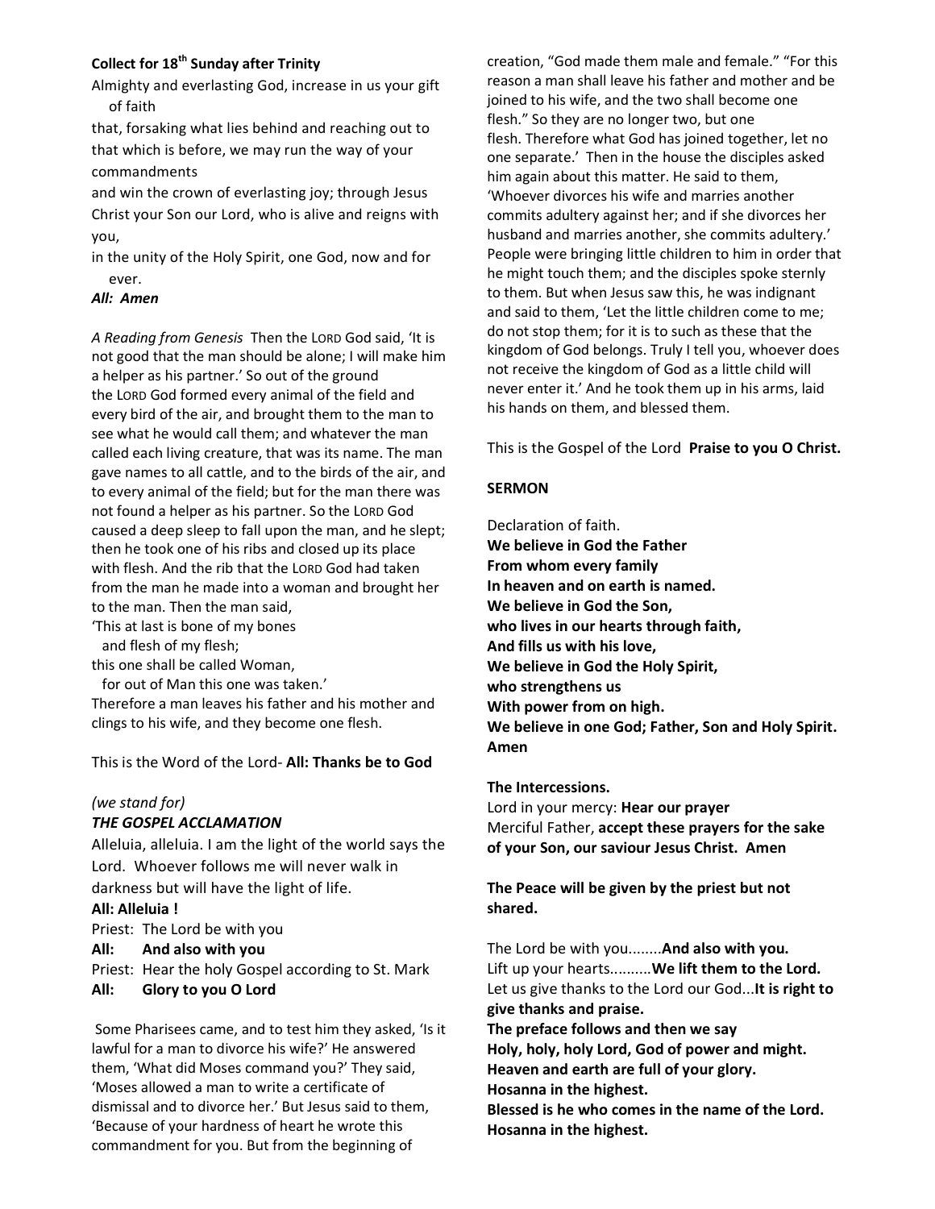**Collect for 18th Sunday after Trinity**

Almighty and everlasting God, increase in us your gift of faith
that, forsaking what lies behind and reaching out to that which is before, we may run the way of your commandments
and win the crown of everlasting joy; through Jesus Christ your Son our Lord, who is alive and reigns with you,
in the unity of the Holy Spirit, one God, now and for ever.

***All: Amen***

*A Reading from Genesis* Then the LORD God said, 'It is not good that the man should be alone; I will make him a helper as his partner.' So out of the ground the LORD God formed every animal of the field and every bird of the air, and brought them to the man to see what he would call them; and whatever the man called each living creature, that was its name. The man gave names to all cattle, and to the birds of the air, and to every animal of the field; but for the man there was not found a helper as his partner. So the LORD God caused a deep sleep to fall upon the man, and he slept; then he took one of his ribs and closed up its place with flesh. And the rib that the LORD God had taken from the man he made into a woman and brought her to the man. Then the man said,
'This at last is bone of my bones
and flesh of my flesh;
this one shall be called Woman,
for out of Man this one was taken.'
Therefore a man leaves his father and his mother and clings to his wife, and they become one flesh.

This is the Word of the Lord- **All: Thanks be to God**

*(we stand for)*

***THE GOSPEL ACCLAMATION***

Alleluia, alleluia. I am the light of the world says the Lord. Whoever follows me will never walk in darkness but will have the light of life.

**All: Alleluia !**

Priest: The Lord be with you
**All: And also with you**
Priest: Hear the holy Gospel according to St. Mark
**All: Glory to you O Lord**

Some Pharisees came, and to test him they asked, 'Is it lawful for a man to divorce his wife?' He answered them, 'What did Moses command you?' They said, 'Moses allowed a man to write a certificate of dismissal and to divorce her.' But Jesus said to them, 'Because of your hardness of heart he wrote this commandment for you. But from the beginning of creation, "God made them male and female." "For this reason a man shall leave his father and mother and be joined to his wife, and the two shall become one flesh." So they are no longer two, but one flesh. Therefore what God has joined together, let no one separate.' Then in the house the disciples asked him again about this matter. He said to them, 'Whoever divorces his wife and marries another commits adultery against her; and if she divorces her husband and marries another, she commits adultery.' People were bringing little children to him in order that he might touch them; and the disciples spoke sternly to them. But when Jesus saw this, he was indignant and said to them, 'Let the little children come to me; do not stop them; for it is to such as these that the kingdom of God belongs. Truly I tell you, whoever does not receive the kingdom of God as a little child will never enter it.' And he took them up in his arms, laid his hands on them, and blessed them.

This is the Gospel of the Lord **Praise to you O Christ.**

**SERMON**

Declaration of faith.
**We believe in God the Father**
**From whom every family**
**In heaven and on earth is named.**
**We believe in God the Son,**
**who lives in our hearts through faith,**
**And fills us with his love,**
**We believe in God the Holy Spirit,**
**who strengthens us**
**With power from on high.**
**We believe in one God; Father, Son and Holy Spirit. Amen**

**The Intercessions.**
Lord in your mercy: **Hear our prayer**
Merciful Father, **accept these prayers for the sake of your Son, our saviour Jesus Christ. Amen**

**The Peace will be given by the priest but not shared.**

The Lord be with you........**And also with you.**
Lift up your hearts.........**We lift them to the Lord.**
Let us give thanks to the Lord our God...**It is right to give thanks and praise.**
**The preface follows and then we say**
**Holy, holy, holy Lord, God of power and might.**
**Heaven and earth are full of your glory.**
**Hosanna in the highest.**
**Blessed is he who comes in the name of the Lord.**
**Hosanna in the highest.**